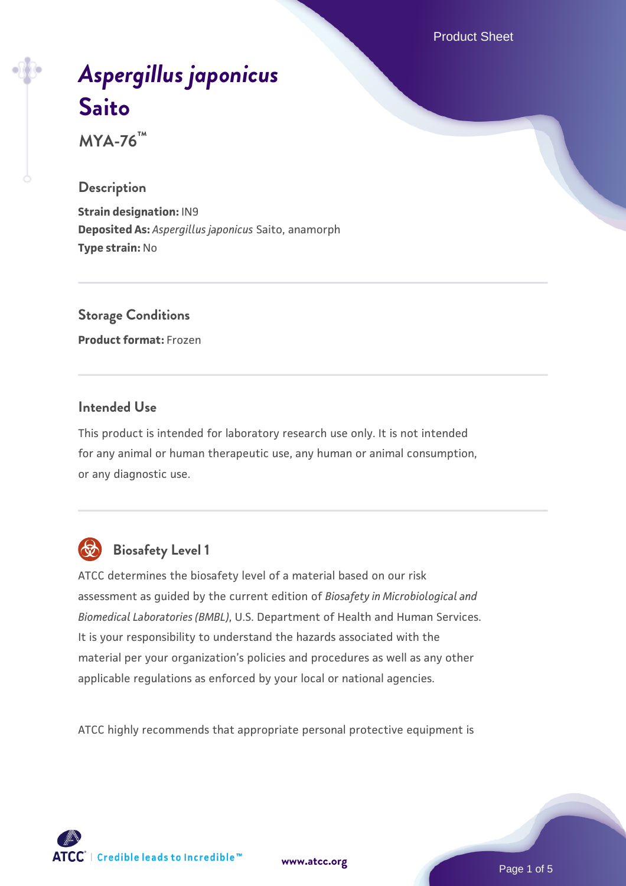# *Aspergillus japonicus* Saito

**MYA-76™**

## Description

**Strain designation:** IN9
**Deposited As:** *Aspergillus japonicus* Saito, anamorph
**Type strain:** No

## Storage Conditions

**Product format:** Frozen

## Intended Use

This product is intended for laboratory research use only. It is not intended for any animal or human therapeutic use, any human or animal consumption, or any diagnostic use.

## Biosafety Level 1

ATCC determines the biosafety level of a material based on our risk assessment as guided by the current edition of *Biosafety in Microbiological and Biomedical Laboratories (BMBL)*, U.S. Department of Health and Human Services. It is your responsibility to understand the hazards associated with the material per your organization's policies and procedures as well as any other applicable regulations as enforced by your local or national agencies.

ATCC highly recommends that appropriate personal protective equipment is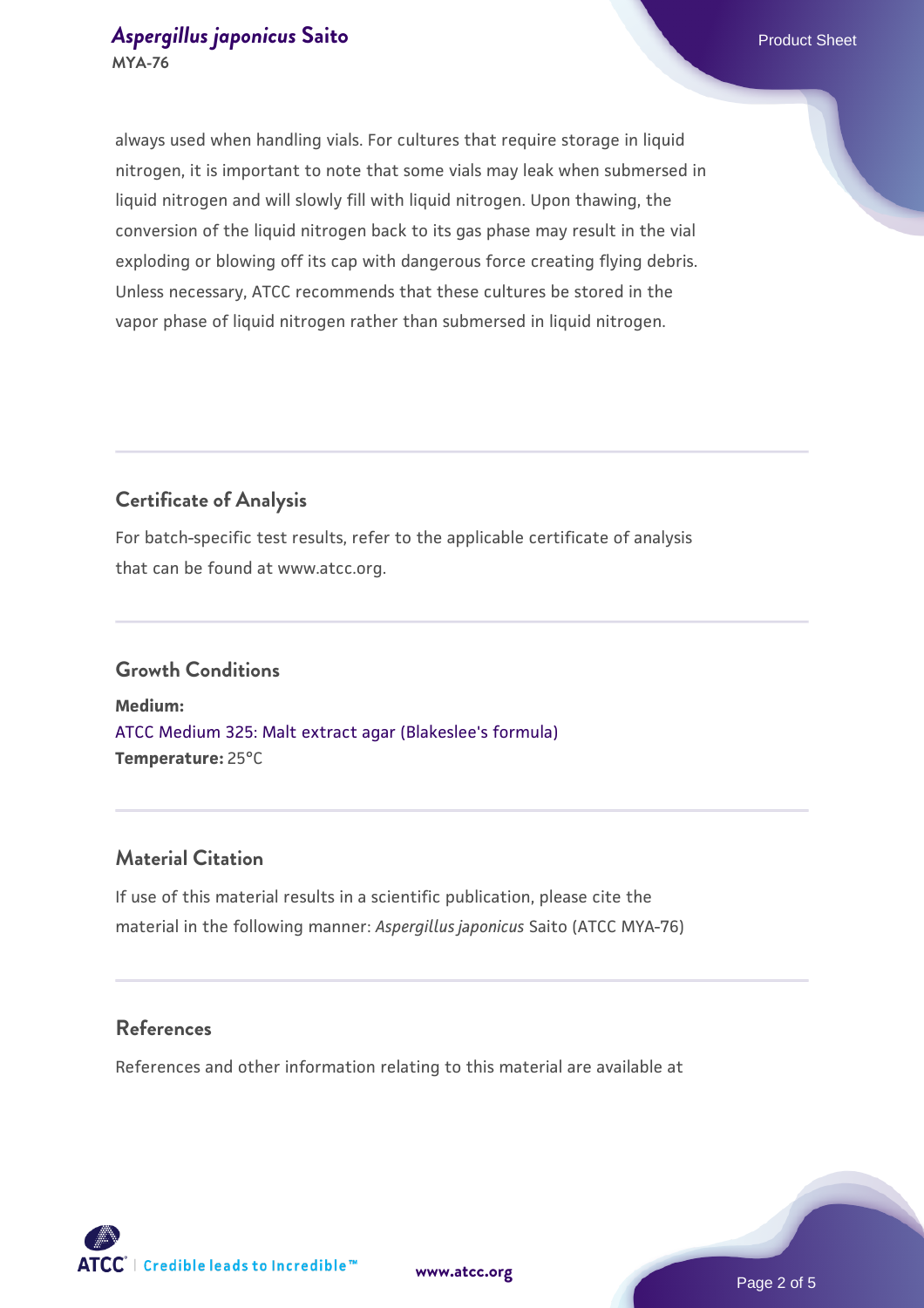always used when handling vials. For cultures that require storage in liquid nitrogen, it is important to note that some vials may leak when submersed in liquid nitrogen and will slowly fill with liquid nitrogen. Upon thawing, the conversion of the liquid nitrogen back to its gas phase may result in the vial exploding or blowing off its cap with dangerous force creating flying debris. Unless necessary, ATCC recommends that these cultures be stored in the vapor phase of liquid nitrogen rather than submersed in liquid nitrogen.

## Certificate of Analysis

For batch-specific test results, refer to the applicable certificate of analysis that can be found at www.atcc.org.

## Growth Conditions

**Medium:**
ATCC Medium 325: Malt extract agar (Blakeslee's formula)
**Temperature:** 25°C

## Material Citation

If use of this material results in a scientific publication, please cite the material in the following manner: *Aspergillus japonicus* Saito (ATCC MYA-76)

## References

References and other information relating to this material are available at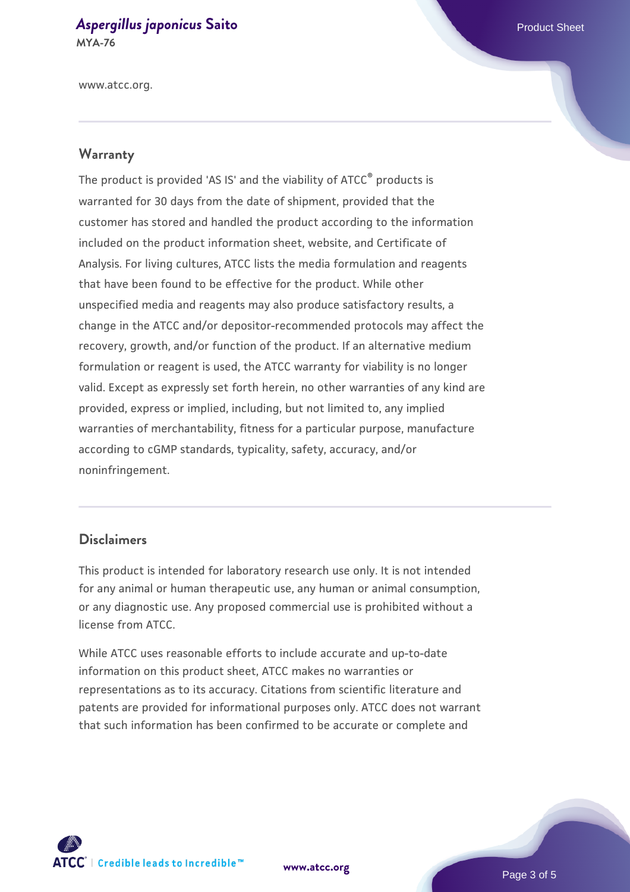www.atcc.org.

## Warranty

The product is provided 'AS IS' and the viability of ATCC® products is warranted for 30 days from the date of shipment, provided that the customer has stored and handled the product according to the information included on the product information sheet, website, and Certificate of Analysis. For living cultures, ATCC lists the media formulation and reagents that have been found to be effective for the product. While other unspecified media and reagents may also produce satisfactory results, a change in the ATCC and/or depositor-recommended protocols may affect the recovery, growth, and/or function of the product. If an alternative medium formulation or reagent is used, the ATCC warranty for viability is no longer valid. Except as expressly set forth herein, no other warranties of any kind are provided, express or implied, including, but not limited to, any implied warranties of merchantability, fitness for a particular purpose, manufacture according to cGMP standards, typicality, safety, accuracy, and/or noninfringement.

## Disclaimers

This product is intended for laboratory research use only. It is not intended for any animal or human therapeutic use, any human or animal consumption, or any diagnostic use. Any proposed commercial use is prohibited without a license from ATCC.

While ATCC uses reasonable efforts to include accurate and up-to-date information on this product sheet, ATCC makes no warranties or representations as to its accuracy. Citations from scientific literature and patents are provided for informational purposes only. ATCC does not warrant that such information has been confirmed to be accurate or complete and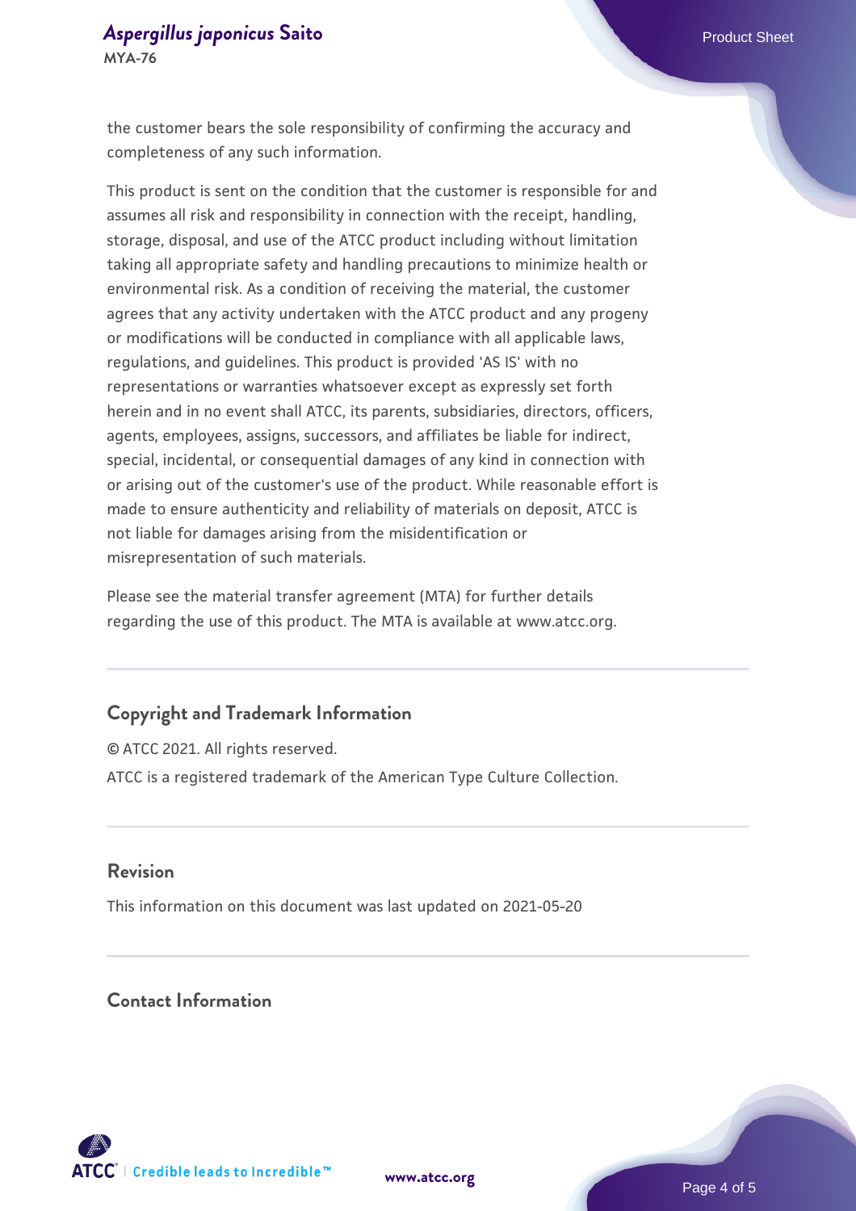the customer bears the sole responsibility of confirming the accuracy and completeness of any such information.

This product is sent on the condition that the customer is responsible for and assumes all risk and responsibility in connection with the receipt, handling, storage, disposal, and use of the ATCC product including without limitation taking all appropriate safety and handling precautions to minimize health or environmental risk. As a condition of receiving the material, the customer agrees that any activity undertaken with the ATCC product and any progeny or modifications will be conducted in compliance with all applicable laws, regulations, and guidelines. This product is provided 'AS IS' with no representations or warranties whatsoever except as expressly set forth herein and in no event shall ATCC, its parents, subsidiaries, directors, officers, agents, employees, assigns, successors, and affiliates be liable for indirect, special, incidental, or consequential damages of any kind in connection with or arising out of the customer's use of the product. While reasonable effort is made to ensure authenticity and reliability of materials on deposit, ATCC is not liable for damages arising from the misidentification or misrepresentation of such materials.

Please see the material transfer agreement (MTA) for further details regarding the use of this product. The MTA is available at www.atcc.org.

## Copyright and Trademark Information

© ATCC 2021. All rights reserved.

ATCC is a registered trademark of the American Type Culture Collection.

## Revision

This information on this document was last updated on 2021-05-20

## Contact Information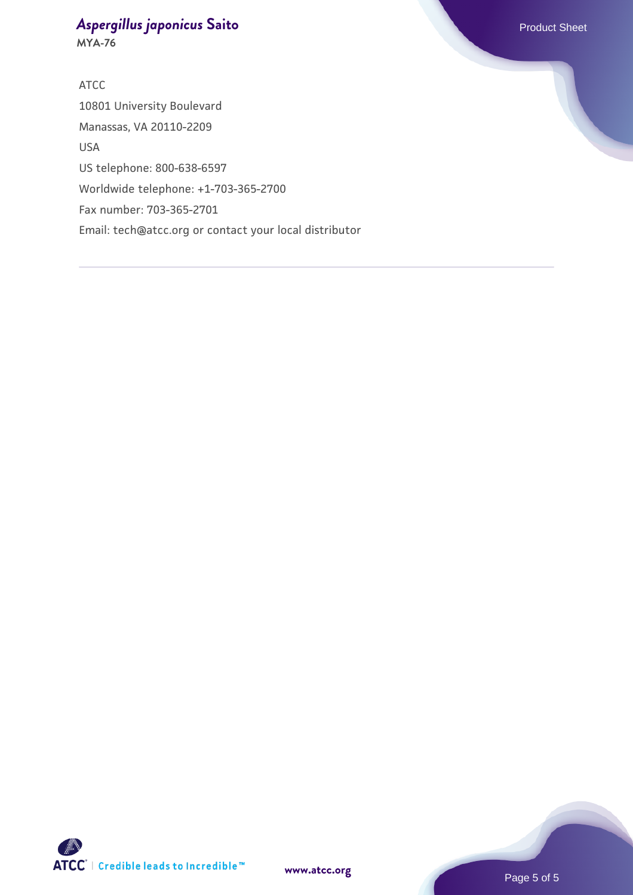ATCC
10801 University Boulevard
Manassas, VA 20110-2209
USA
US telephone: 800-638-6597
Worldwide telephone: +1-703-365-2700
Fax number: 703-365-2701
Email: tech@atcc.org or contact your local distributor